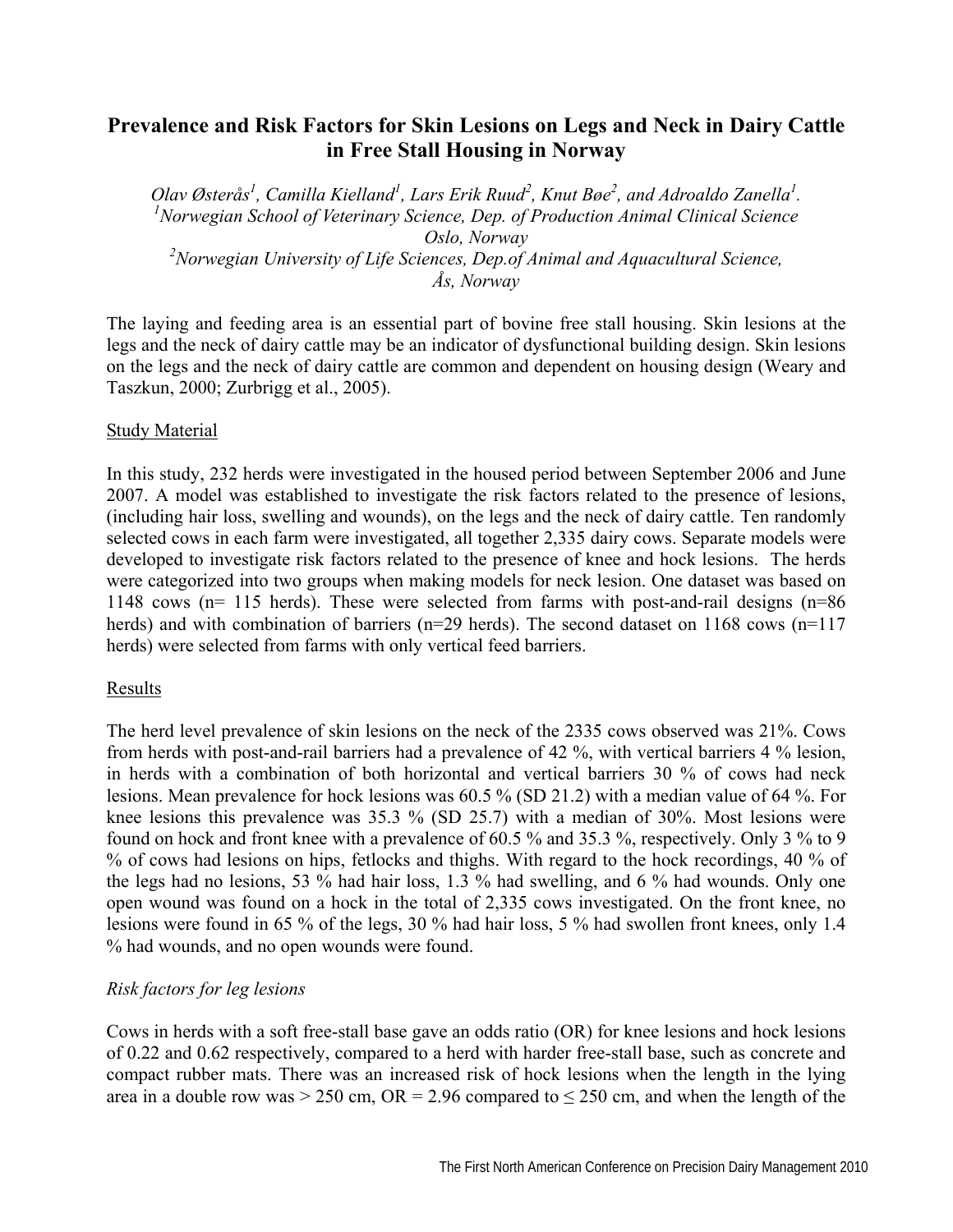# Prevalence and Risk Factors for Skin Lesions on Legs and Neck in Dairy Cattle in Free Stall Housing in Norway

*Olav Østerås[1], Camilla Kielland[1], Lars Erik Ruud[2], Knut Bøe[2], and Adroaldo Zanella[1].*
*[1]Norwegian School of Veterinary Science, Dep. of Production Animal Clinical Science Oslo, Norway*
*[2]Norwegian University of Life Sciences, Dep.of Animal and Aquacultural Science, Ås, Norway*

The laying and feeding area is an essential part of bovine free stall housing. Skin lesions at the legs and the neck of dairy cattle may be an indicator of dysfunctional building design. Skin lesions on the legs and the neck of dairy cattle are common and dependent on housing design (Weary and Taszkun, 2000; Zurbrigg et al., 2005).

## Study Material

In this study, 232 herds were investigated in the housed period between September 2006 and June 2007. A model was established to investigate the risk factors related to the presence of lesions, (including hair loss, swelling and wounds), on the legs and the neck of dairy cattle. Ten randomly selected cows in each farm were investigated, all together 2,335 dairy cows. Separate models were developed to investigate risk factors related to the presence of knee and hock lesions. The herds were categorized into two groups when making models for neck lesion. One dataset was based on 1148 cows (n= 115 herds). These were selected from farms with post-and-rail designs (n=86 herds) and with combination of barriers (n=29 herds). The second dataset on 1168 cows (n=117 herds) were selected from farms with only vertical feed barriers.

## Results

The herd level prevalence of skin lesions on the neck of the 2335 cows observed was 21%. Cows from herds with post-and-rail barriers had a prevalence of 42 %, with vertical barriers 4 % lesion, in herds with a combination of both horizontal and vertical barriers 30 % of cows had neck lesions. Mean prevalence for hock lesions was 60.5 % (SD 21.2) with a median value of 64 %. For knee lesions this prevalence was 35.3 % (SD 25.7) with a median of 30%. Most lesions were found on hock and front knee with a prevalence of 60.5 % and 35.3 %, respectively. Only 3 % to 9 % of cows had lesions on hips, fetlocks and thighs. With regard to the hock recordings, 40 % of the legs had no lesions, 53 % had hair loss, 1.3 % had swelling, and 6 % had wounds. Only one open wound was found on a hock in the total of 2,335 cows investigated. On the front knee, no lesions were found in 65 % of the legs, 30 % had hair loss, 5 % had swollen front knees, only 1.4 % had wounds, and no open wounds were found.

### *Risk factors for leg lesions*

Cows in herds with a soft free-stall base gave an odds ratio (OR) for knee lesions and hock lesions of 0.22 and 0.62 respectively, compared to a herd with harder free-stall base, such as concrete and compact rubber mats. There was an increased risk of hock lesions when the length in the lying area in a double row was > 250 cm, OR = 2.96 compared to ≤ 250 cm, and when the length of the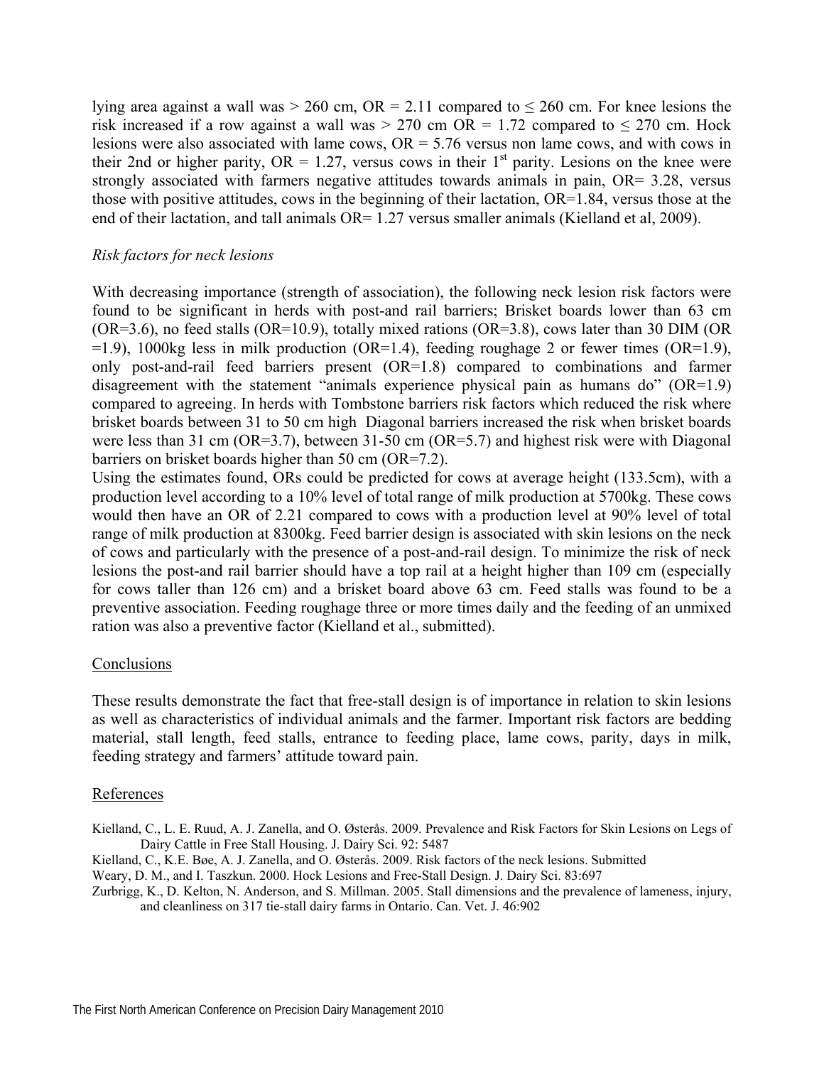lying area against a wall was > 260 cm, OR = 2.11 compared to ≤ 260 cm. For knee lesions the risk increased if a row against a wall was > 270 cm OR = 1.72 compared to ≤ 270 cm. Hock lesions were also associated with lame cows, OR = 5.76 versus non lame cows, and with cows in their 2nd or higher parity, OR = 1.27, versus cows in their 1st parity. Lesions on the knee were strongly associated with farmers negative attitudes towards animals in pain, OR= 3.28, versus those with positive attitudes, cows in the beginning of their lactation, OR=1.84, versus those at the end of their lactation, and tall animals OR= 1.27 versus smaller animals (Kielland et al, 2009).

*Risk factors for neck lesions*

With decreasing importance (strength of association), the following neck lesion risk factors were found to be significant in herds with post-and rail barriers; Brisket boards lower than 63 cm (OR=3.6), no feed stalls (OR=10.9), totally mixed rations (OR=3.8), cows later than 30 DIM (OR =1.9), 1000kg less in milk production (OR=1.4), feeding roughage 2 or fewer times (OR=1.9), only post-and-rail feed barriers present (OR=1.8) compared to combinations and farmer disagreement with the statement "animals experience physical pain as humans do" (OR=1.9) compared to agreeing. In herds with Tombstone barriers risk factors which reduced the risk where brisket boards between 31 to 50 cm high Diagonal barriers increased the risk when brisket boards were less than 31 cm (OR=3.7), between 31-50 cm (OR=5.7) and highest risk were with Diagonal barriers on brisket boards higher than 50 cm (OR=7.2).

Using the estimates found, ORs could be predicted for cows at average height (133.5cm), with a production level according to a 10% level of total range of milk production at 5700kg. These cows would then have an OR of 2.21 compared to cows with a production level at 90% level of total range of milk production at 8300kg. Feed barrier design is associated with skin lesions on the neck of cows and particularly with the presence of a post-and-rail design. To minimize the risk of neck lesions the post-and rail barrier should have a top rail at a height higher than 109 cm (especially for cows taller than 126 cm) and a brisket board above 63 cm. Feed stalls was found to be a preventive association. Feeding roughage three or more times daily and the feeding of an unmixed ration was also a preventive factor (Kielland et al., submitted).

## Conclusions

These results demonstrate the fact that free-stall design is of importance in relation to skin lesions as well as characteristics of individual animals and the farmer. Important risk factors are bedding material, stall length, feed stalls, entrance to feeding place, lame cows, parity, days in milk, feeding strategy and farmers' attitude toward pain.

## References

Kielland, C., L. E. Ruud, A. J. Zanella, and O. Østerås. 2009. Prevalence and Risk Factors for Skin Lesions on Legs of Dairy Cattle in Free Stall Housing. J. Dairy Sci. 92: 5487

Kielland, C., K.E. Bøe, A. J. Zanella, and O. Østerås. 2009. Risk factors of the neck lesions. Submitted

Weary, D. M., and I. Taszkun. 2000. Hock Lesions and Free-Stall Design. J. Dairy Sci. 83:697

Zurbrigg, K., D. Kelton, N. Anderson, and S. Millman. 2005. Stall dimensions and the prevalence of lameness, injury, and cleanliness on 317 tie-stall dairy farms in Ontario. Can. Vet. J. 46:902